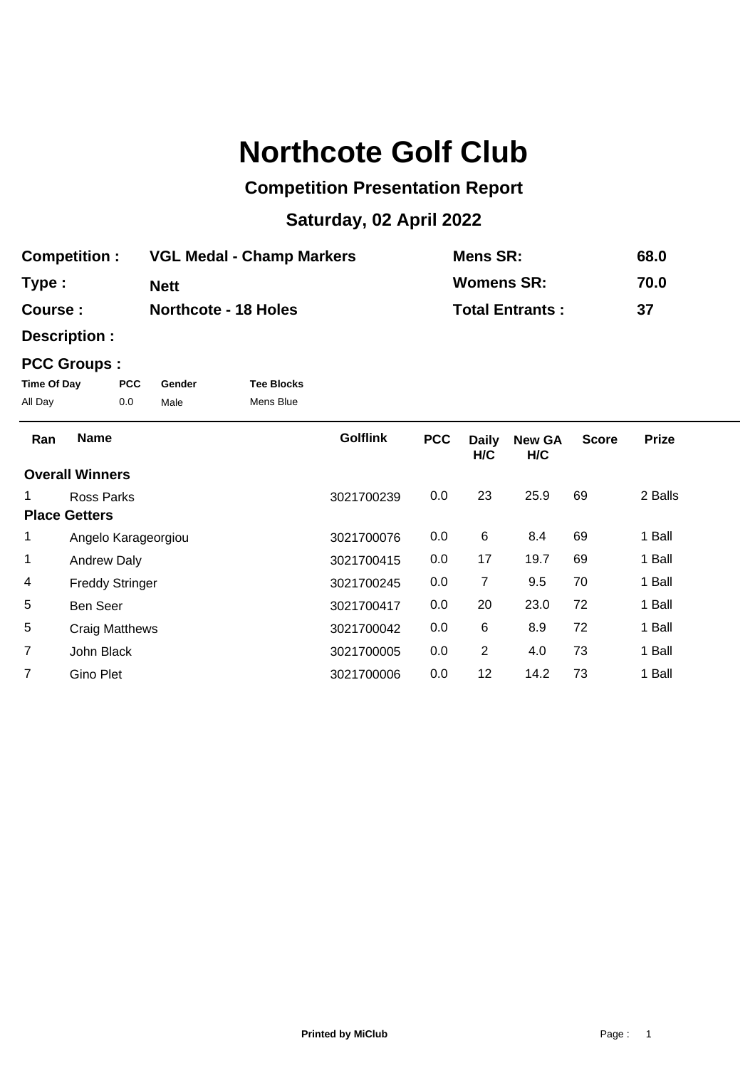# Northcote Golf Club

## Competition Presentation Report

## Saturday, 02 April 2022

**Competition :** VGL Medal - Champ Markers  
**Type :** Nett  
**Course :** Northcote - 18 Holes  
**Description :**

**Mens SR:** 68.0  
**Womens SR:** 70.0  
**Total Entrants :** 37

**PCC Groups :**

| Time Of Day | PCC | Gender | Tee Blocks |
|---|---|---|---|
| All Day | 0.0 | Male | Mens Blue |

| Ran | Name | Golflink | PCC | Daily H/C | New GA H/C | Score | Prize |
|---|---|---|---|---|---|---|---|
| **Overall Winners** | | | | | | | |
| 1 | Ross Parks | 3021700239 | 0.0 | 23 | 25.9 | 69 | 2 Balls |
| **Place Getters** | | | | | | | |
| 1 | Angelo Karageorgiou | 3021700076 | 0.0 | 6 | 8.4 | 69 | 1 Ball |
| 1 | Andrew Daly | 3021700415 | 0.0 | 17 | 19.7 | 69 | 1 Ball |
| 4 | Freddy Stringer | 3021700245 | 0.0 | 7 | 9.5 | 70 | 1 Ball |
| 5 | Ben Seer | 3021700417 | 0.0 | 20 | 23.0 | 72 | 1 Ball |
| 5 | Craig Matthews | 3021700042 | 0.0 | 6 | 8.9 | 72 | 1 Ball |
| 7 | John Black | 3021700005 | 0.0 | 2 | 4.0 | 73 | 1 Ball |
| 7 | Gino Plet | 3021700006 | 0.0 | 12 | 14.2 | 73 | 1 Ball |

**Printed by MiClub**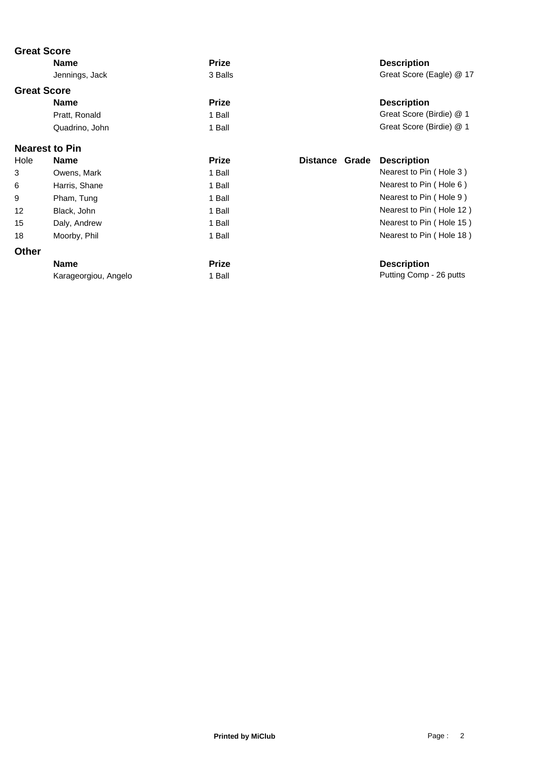## Great Score

| Name | Prize | Description |
|---|---|---|
| Jennings, Jack | 3 Balls | Great Score (Eagle) @ 17 |

## Great Score

| Name | Prize | Description |
|---|---|---|
| Pratt, Ronald | 1 Ball | Great Score (Birdie) @ 1 |
| Quadrino, John | 1 Ball | Great Score (Birdie) @ 1 |

## Nearest to Pin

| Hole | Name | Prize | Distance | Grade | Description |
|---|---|---|---|---|---|
| 3 | Owens, Mark | 1 Ball | | | Nearest to Pin ( Hole 3 ) |
| 6 | Harris, Shane | 1 Ball | | | Nearest to Pin ( Hole 6 ) |
| 9 | Pham, Tung | 1 Ball | | | Nearest to Pin ( Hole 9 ) |
| 12 | Black, John | 1 Ball | | | Nearest to Pin ( Hole 12 ) |
| 15 | Daly, Andrew | 1 Ball | | | Nearest to Pin ( Hole 15 ) |
| 18 | Moorby, Phil | 1 Ball | | | Nearest to Pin ( Hole 18 ) |

## Other

| Name | Prize | Description |
|---|---|---|
| Karageorgiou, Angelo | 1 Ball | Putting Comp - 26 putts |

**Printed by MiClub**